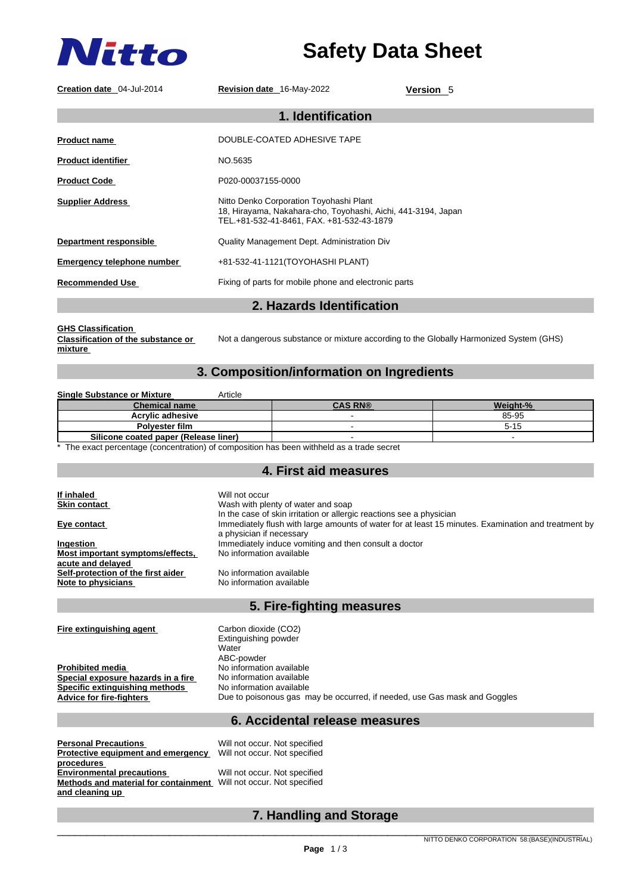# Nitto

# Safety Data Sheet

**Creation date** 04-Jul-2014 **Revision date** 16-May-2022 **Version** 5

## 1. Identification

**Product name** DOUBLE-COATED ADHESIVE TAPE

**Product identifier** NO.5635

**Product Code** P020-00037155-0000

**Supplier Address** Nitto Denko Corporation Toyohashi Plant
18, Hirayama, Nakahara-cho, Toyohashi, Aichi, 441-3194, Japan
TEL.+81-532-41-8461, FAX. +81-532-43-1879

**Department responsible** Quality Management Dept. Administration Div

**Emergency telephone number** +81-532-41-1121(TOYOHASHI PLANT)

**Recommended Use** Fixing of parts for mobile phone and electronic parts

## 2. Hazards Identification

**GHS Classification**

**Classification of the substance or mixture** Not a dangerous substance or mixture according to the Globally Harmonized System (GHS)

## 3. Composition/information on Ingredients

**Single Substance or Mixture** Article

| Chemical name | CAS RN® | Weight-% |
|---|---|---|
| Acrylic adhesive | - | 85-95 |
| Polyester film | - | 5-15 |
| Silicone coated paper (Release liner) | - | - |

* The exact percentage (concentration) of composition has been withheld as a trade secret

## 4. First aid measures

**If inhaled** Will not occur

**Skin contact** Wash with plenty of water and soap
In the case of skin irritation or allergic reactions see a physician

**Eye contact** Immediately flush with large amounts of water for at least 15 minutes. Examination and treatment by a physician if necessary

**Ingestion** Immediately induce vomiting and then consult a doctor

**Most important symptoms/effects, acute and delayed** No information available

**Self-protection of the first aider** No information available

**Note to physicians** No information available

## 5. Fire-fighting measures

**Fire extinguishing agent** Carbon dioxide ($CO_2$)
Extinguishing powder
Water
ABC-powder

**Prohibited media** No information available

**Special exposure hazards in a fire** No information available

**Specific extinguishing methods** No information available

**Advice for fire-fighters** Due to poisonous gas may be occurred, if needed, use Gas mask and Goggles

## 6. Accidental release measures

**Personal Precautions** Will not occur. Not specified

**Protective equipment and emergency procedures** Will not occur. Not specified

**Environmental precautions** Will not occur. Not specified

**Methods and material for containment and cleaning up** Will not occur. Not specified

## 7. Handling and Storage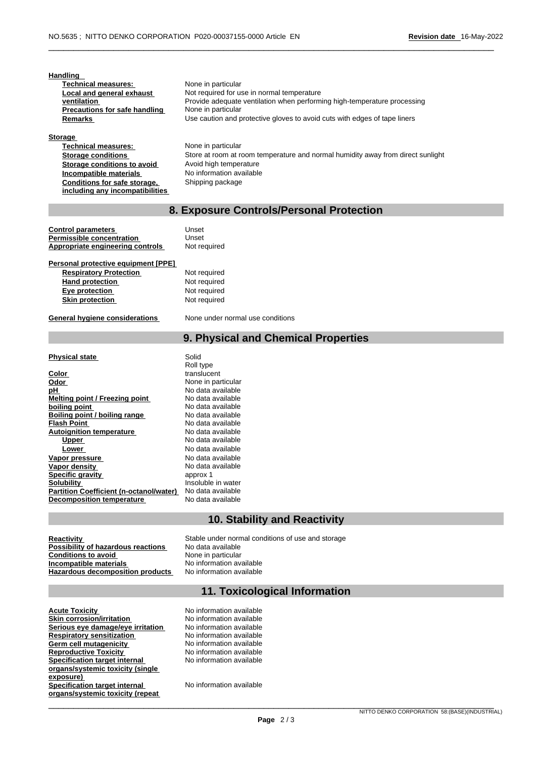**Handling**

| | |
|---|---|
| **Technical measures:** | None in particular |
| **Local and general exhaust ventilation** | Not required for use in normal temperature<br>Provide adequate ventilation when performing high-temperature processing |
| **Precautions for safe handling** | None in particular |
| **Remarks** | Use caution and protective gloves to avoid cuts with edges of tape liners |

**Storage**

| | |
|---|---|
| **Technical measures:** | None in particular |
| **Storage conditions** | Store at room at room temperature and normal humidity away from direct sunlight |
| **Storage conditions to avoid** | Avoid high temperature |
| **Incompatible materials** | No information available |
| **Conditions for safe storage, including any incompatibilities** | Shipping package |

## 8. Exposure Controls/Personal Protection

| | |
|---|---|
| **Control parameters** | Unset |
| **Permissible concentration** | Unset |
| **Appropriate engineering controls** | Not required |

**Personal protective equipment [PPE]**

| | |
|---|---|
| **Respiratory Protection** | Not required |
| **Hand protection** | Not required |
| **Eye protection** | Not required |
| **Skin protection** | Not required |

**General hygiene considerations** None under normal use conditions

## 9. Physical and Chemical Properties

| | |
|---|---|
| **Physical state** | Solid<br>Roll type |
| **Color** | translucent |
| **Odor** | None in particular |
| **pH** | No data available |
| **Melting point / Freezing point** | No data available |
| **boiling point** | No data available |
| **Boiling point / boiling range** | No data available |
| **Flash Point** | No data available |
| **Autoignition temperature** | No data available |
| **Upper** | No data available |
| **Lower** | No data available |
| **Vapor pressure** | No data available |
| **Vapor density** | No data available |
| **Specific gravity** | approx 1 |
| **Solubility** | Insoluble in water |
| **Partition Coefficient (n-octanol/water)** | No data available |
| **Decomposition temperature** | No data available |

## 10. Stability and Reactivity

| | |
|---|---|
| **Reactivity** | Stable under normal conditions of use and storage |
| **Possibility of hazardous reactions** | No data available |
| **Conditions to avoid** | None in particular |
| **Incompatible materials** | No information available |
| **Hazardous decomposition products** | No information available |

## 11. Toxicological Information

| | |
|---|---|
| **Acute Toxicity** | No information available |
| **Skin corrosion/irritation** | No information available |
| **Serious eye damage/eye irritation** | No information available |
| **Respiratory sensitization** | No information available |
| **Germ cell mutagenicity** | No information available |
| **Reproductive Toxicity** | No information available |
| **Specification target internal organs/systemic toxicity (single exposure)** | No information available |
| **Specification target internal organs/systemic toxicity (repeat** | No information available |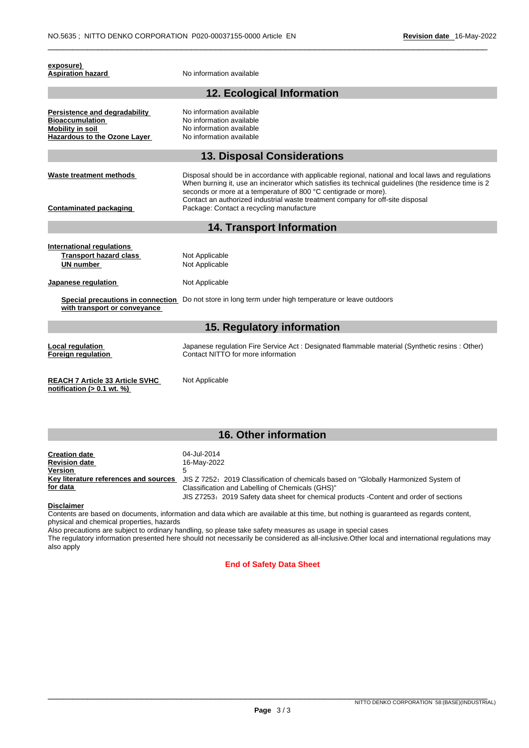**exposure)**

| | |
|---|---|
| **Aspiration hazard** | No information available |

## 12. Ecological Information

| | |
|---|---|
| **Persistence and degradability** | No information available |
| **Bioaccumulation** | No information available |
| **Mobility in soil** | No information available |
| **Hazardous to the Ozone Layer** | No information available |

## 13. Disposal Considerations

| | |
|---|---|
| **Waste treatment methods** | Disposal should be in accordance with applicable regional, national and local laws and regulations When burning it, use an incinerator which satisfies its technical guidelines (the residence time is 2 seconds or more at a temperature of 800 °C centigrade or more). Contact an authorized industrial waste treatment company for off-site disposal |
| **Contaminated packaging** | Package: Contact a recycling manufacture |

## 14. Transport Information

**International regulations**

| | |
|---|---|
| **Transport hazard class** | Not Applicable |
| **UN number** | Not Applicable |
| **Japanese regulation** | Not Applicable |
| **Special precautions in connection with transport or conveyance** | Do not store in long term under high temperature or leave outdoors |

## 15. Regulatory information

| | |
|---|---|
| **Local regulation** | Japanese regulation Fire Service Act : Designated flammable material (Synthetic resins : Other) |
| **Foreign regulation** | Contact NITTO for more information |
| **REACH 7 Article 33 Article SVHC notification (> 0.1 wt. %)** | Not Applicable |

## 16. Other information

| | |
|---|---|
| **Creation date** | 04-Jul-2014 |
| **Revision date** | 16-May-2022 |
| **Version** | 5 |
| **Key literature references and sources for data** | JIS Z 7252：2019 Classification of chemicals based on "Globally Harmonized System of Classification and Labelling of Chemicals (GHS)"<br>JIS Z7253：2019 Safety data sheet for chemical products -Content and order of sections |

**Disclaimer**

Contents are based on documents, information and data which are available at this time, but nothing is guaranteed as regards content, physical and chemical properties, hazards

Also precautions are subject to ordinary handling, so please take safety measures as usage in special cases

The regulatory information presented here should not necessarily be considered as all-inclusive.Other local and international regulations may also apply

**End of Safety Data Sheet**